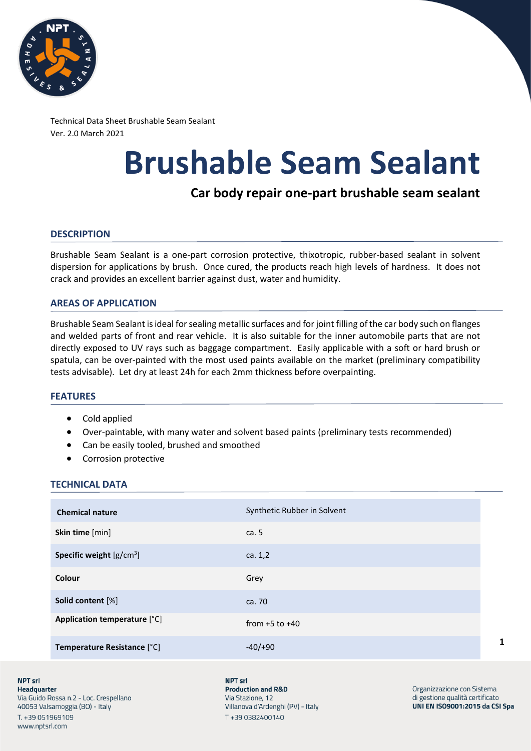Technical Data Sheet Brushable Seam Sealant
Ver. 2.0 March 2021

# Brushable Seam Sealant

### Car body repair one-part brushable seam sealant

## DESCRIPTION

Brushable Seam Sealant is a one-part corrosion protective, thixotropic, rubber-based sealant in solvent dispersion for applications by brush. Once cured, the products reach high levels of hardness. It does not crack and provides an excellent barrier against dust, water and humidity.

## AREAS OF APPLICATION

Brushable Seam Sealant is ideal for sealing metallic surfaces and for joint filling of the car body such on flanges and welded parts of front and rear vehicle. It is also suitable for the inner automobile parts that are not directly exposed to UV rays such as baggage compartment. Easily applicable with a soft or hard brush or spatula, can be over-painted with the most used paints available on the market (preliminary compatibility tests advisable). Let dry at least 24h for each 2mm thickness before overpainting.

## FEATURES

- Cold applied
- Over-paintable, with many water and solvent based paints (preliminary tests recommended)
- Can be easily tooled, brushed and smoothed
- Corrosion protective

## TECHNICAL DATA

| **Chemical nature** | Synthetic Rubber in Solvent |
|---|---|
| **Skin time** [min] | ca. 5 |
| **Specific weight** [g/cm$^3$] | ca. 1,2 |
| **Colour** | Grey |
| **Solid content** [%] | ca. 70 |
| **Application temperature** [°C] | from +5 to +40 |
| **Temperature Resistance** [°C] | -40/+90 |

**NPT srl**
**Headquarter**
Via Guido Rossa n.2 - Loc. Crespellano
40053 Valsamoggia (BO) - Italy
T. +39 051969109
www.nptsrl.com

**NPT srl**
**Production and R&D**
Via Stazione, 12
Villanova d'Ardenghi (PV) - Italy
T +39 0382400140

Organizzazione con Sistema di gestione qualità certificato **UNI EN ISO9001:2015 da CSI Spa**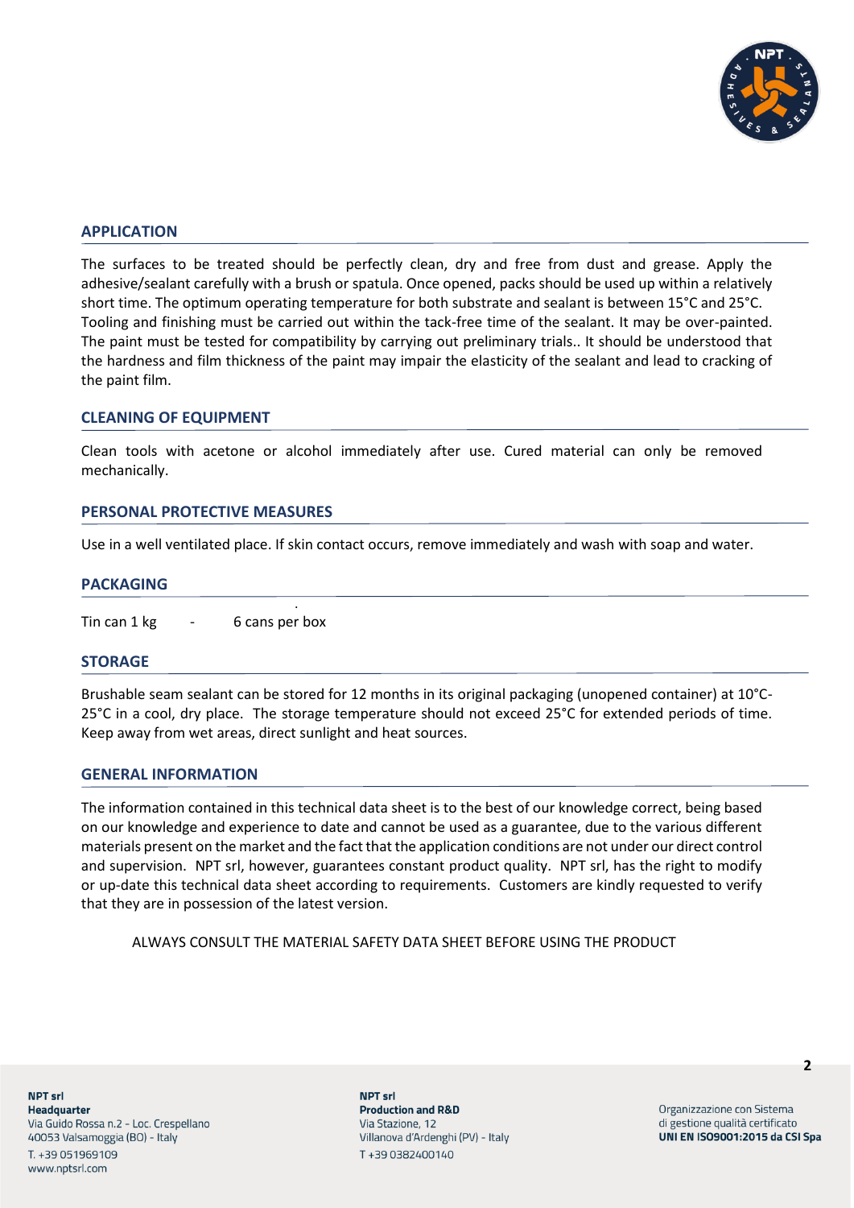## APPLICATION

The surfaces to be treated should be perfectly clean, dry and free from dust and grease. Apply the adhesive/sealant carefully with a brush or spatula. Once opened, packs should be used up within a relatively short time. The optimum operating temperature for both substrate and sealant is between 15°C and 25°C. Tooling and finishing must be carried out within the tack-free time of the sealant. It may be over-painted. The paint must be tested for compatibility by carrying out preliminary trials.. It should be understood that the hardness and film thickness of the paint may impair the elasticity of the sealant and lead to cracking of the paint film.

## CLEANING OF EQUIPMENT

Clean tools with acetone or alcohol immediately after use. Cured material can only be removed mechanically.

## PERSONAL PROTECTIVE MEASURES

Use in a well ventilated place. If skin contact occurs, remove immediately and wash with soap and water.

## PACKAGING

Tin can 1 kg - 6 cans per box

## STORAGE

Brushable seam sealant can be stored for 12 months in its original packaging (unopened container) at 10°C-25°C in a cool, dry place. The storage temperature should not exceed 25°C for extended periods of time. Keep away from wet areas, direct sunlight and heat sources.

## GENERAL INFORMATION

The information contained in this technical data sheet is to the best of our knowledge correct, being based on our knowledge and experience to date and cannot be used as a guarantee, due to the various different materials present on the market and the fact that the application conditions are not under our direct control and supervision. NPT srl, however, guarantees constant product quality. NPT srl, has the right to modify or up-date this technical data sheet according to requirements. Customers are kindly requested to verify that they are in possession of the latest version.

ALWAYS CONSULT THE MATERIAL SAFETY DATA SHEET BEFORE USING THE PRODUCT

**NPT srl**
**Headquarter**
Via Guido Rossa n.2 - Loc. Crespellano
40053 Valsamoggia (BO) - Italy
T. +39 051969109
www.nptsrl.com

**NPT srl**
**Production and R&D**
Via Stazione, 12
Villanova d'Ardenghi (PV) - Italy
T +39 0382400140

Organizzazione con Sistema
di gestione qualità certificato
**UNI EN ISO9001:2015 da CSI Spa**